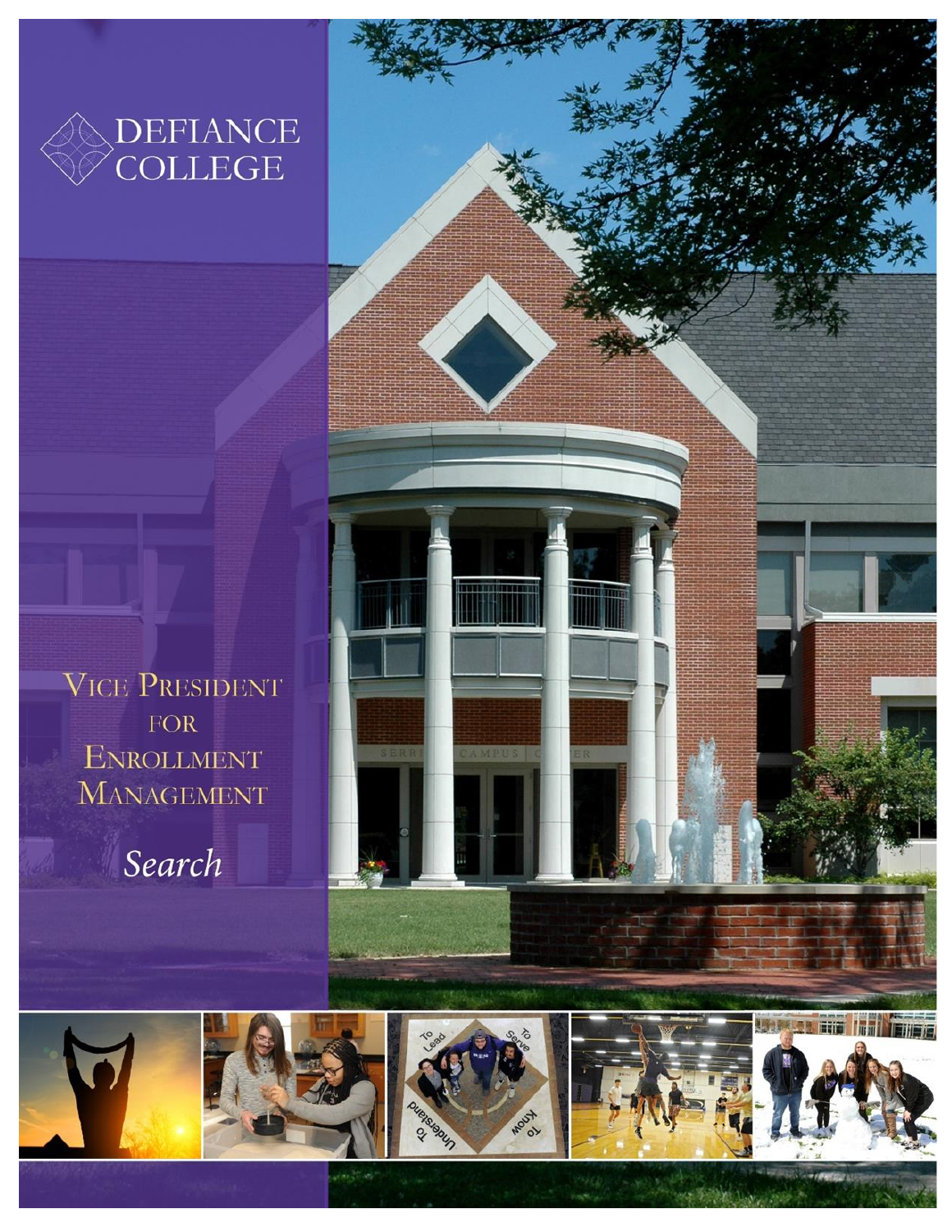# DEFIANCE COLLEGE

# Vice President for Enrollment Management

*Search*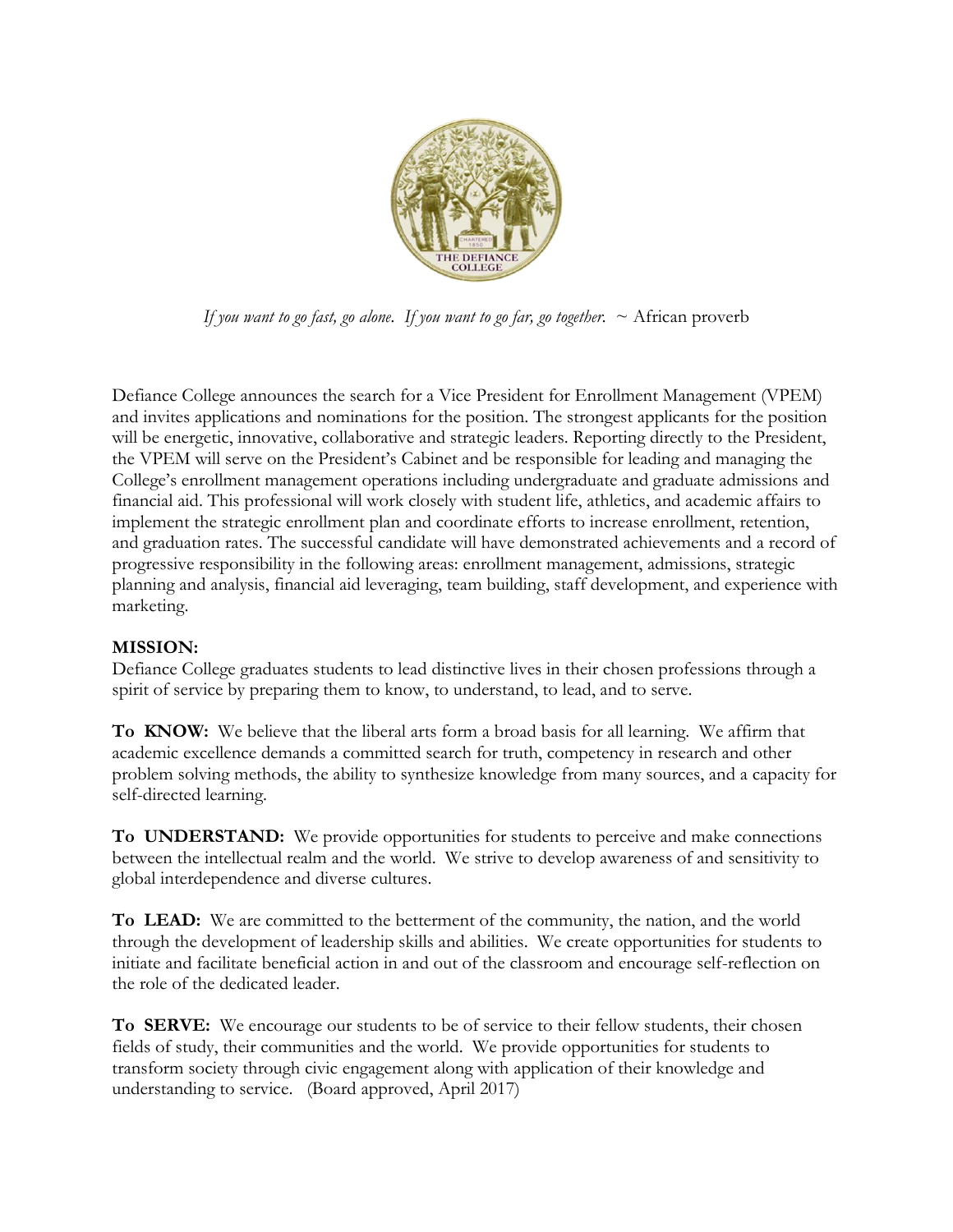*If you want to go fast, go alone. If you want to go far, go together.* ~ African proverb

Defiance College announces the search for a Vice President for Enrollment Management (VPEM) and invites applications and nominations for the position. The strongest applicants for the position will be energetic, innovative, collaborative and strategic leaders. Reporting directly to the President, the VPEM will serve on the President's Cabinet and be responsible for leading and managing the College's enrollment management operations including undergraduate and graduate admissions and financial aid. This professional will work closely with student life, athletics, and academic affairs to implement the strategic enrollment plan and coordinate efforts to increase enrollment, retention, and graduation rates. The successful candidate will have demonstrated achievements and a record of progressive responsibility in the following areas: enrollment management, admissions, strategic planning and analysis, financial aid leveraging, team building, staff development, and experience with marketing.

**MISSION:**
Defiance College graduates students to lead distinctive lives in their chosen professions through a spirit of service by preparing them to know, to understand, to lead, and to serve.

**To KNOW:** We believe that the liberal arts form a broad basis for all learning. We affirm that academic excellence demands a committed search for truth, competency in research and other problem solving methods, the ability to synthesize knowledge from many sources, and a capacity for self-directed learning.

**To UNDERSTAND:** We provide opportunities for students to perceive and make connections between the intellectual realm and the world. We strive to develop awareness of and sensitivity to global interdependence and diverse cultures.

**To LEAD:** We are committed to the betterment of the community, the nation, and the world through the development of leadership skills and abilities. We create opportunities for students to initiate and facilitate beneficial action in and out of the classroom and encourage self-reflection on the role of the dedicated leader.

**To SERVE:** We encourage our students to be of service to their fellow students, their chosen fields of study, their communities and the world. We provide opportunities for students to transform society through civic engagement along with application of their knowledge and understanding to service. (Board approved, April 2017)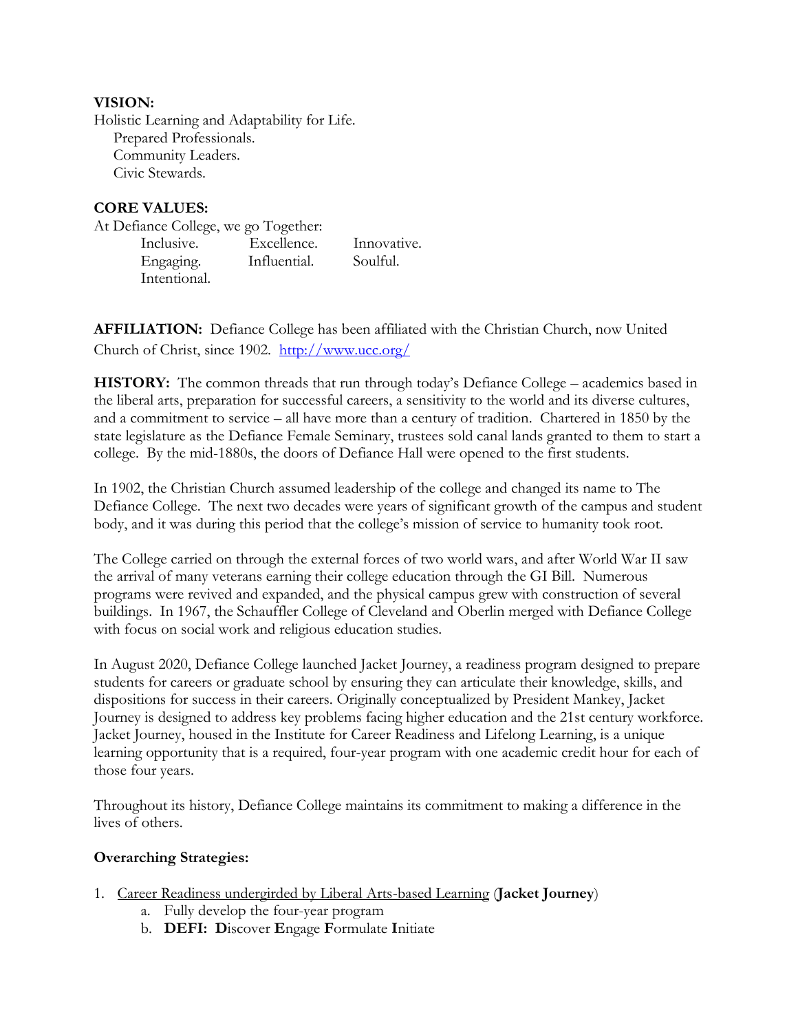**VISION:**

Holistic Learning and Adaptability for Life.
Prepared Professionals.
Community Leaders.
Civic Stewards.

**CORE VALUES:**

At Defiance College, we go Together:

| | | |
|---|---|---|
| Inclusive. | Excellence. | Innovative. |
| Engaging. | Influential. | Soulful. |
| Intentional. | | |

**AFFILIATION:** Defiance College has been affiliated with the Christian Church, now United Church of Christ, since 1902. [http://www.ucc.org/](http://www.ucc.org/)

**HISTORY:** The common threads that run through today's Defiance College – academics based in the liberal arts, preparation for successful careers, a sensitivity to the world and its diverse cultures, and a commitment to service – all have more than a century of tradition. Chartered in 1850 by the state legislature as the Defiance Female Seminary, trustees sold canal lands granted to them to start a college. By the mid-1880s, the doors of Defiance Hall were opened to the first students.

In 1902, the Christian Church assumed leadership of the college and changed its name to The Defiance College. The next two decades were years of significant growth of the campus and student body, and it was during this period that the college's mission of service to humanity took root.

The College carried on through the external forces of two world wars, and after World War II saw the arrival of many veterans earning their college education through the GI Bill. Numerous programs were revived and expanded, and the physical campus grew with construction of several buildings. In 1967, the Schauffler College of Cleveland and Oberlin merged with Defiance College with focus on social work and religious education studies.

In August 2020, Defiance College launched Jacket Journey, a readiness program designed to prepare students for careers or graduate school by ensuring they can articulate their knowledge, skills, and dispositions for success in their careers. Originally conceptualized by President Mankey, Jacket Journey is designed to address key problems facing higher education and the 21st century workforce. Jacket Journey, housed in the Institute for Career Readiness and Lifelong Learning, is a unique learning opportunity that is a required, four-year program with one academic credit hour for each of those four years.

Throughout its history, Defiance College maintains its commitment to making a difference in the lives of others.

**Overarching Strategies:**

1. Career Readiness undergirded by Liberal Arts-based Learning (**Jacket Journey**)
    a. Fully develop the four-year program
    b. **DEFI: D**iscover **E**ngage **F**ormulate **I**nitiate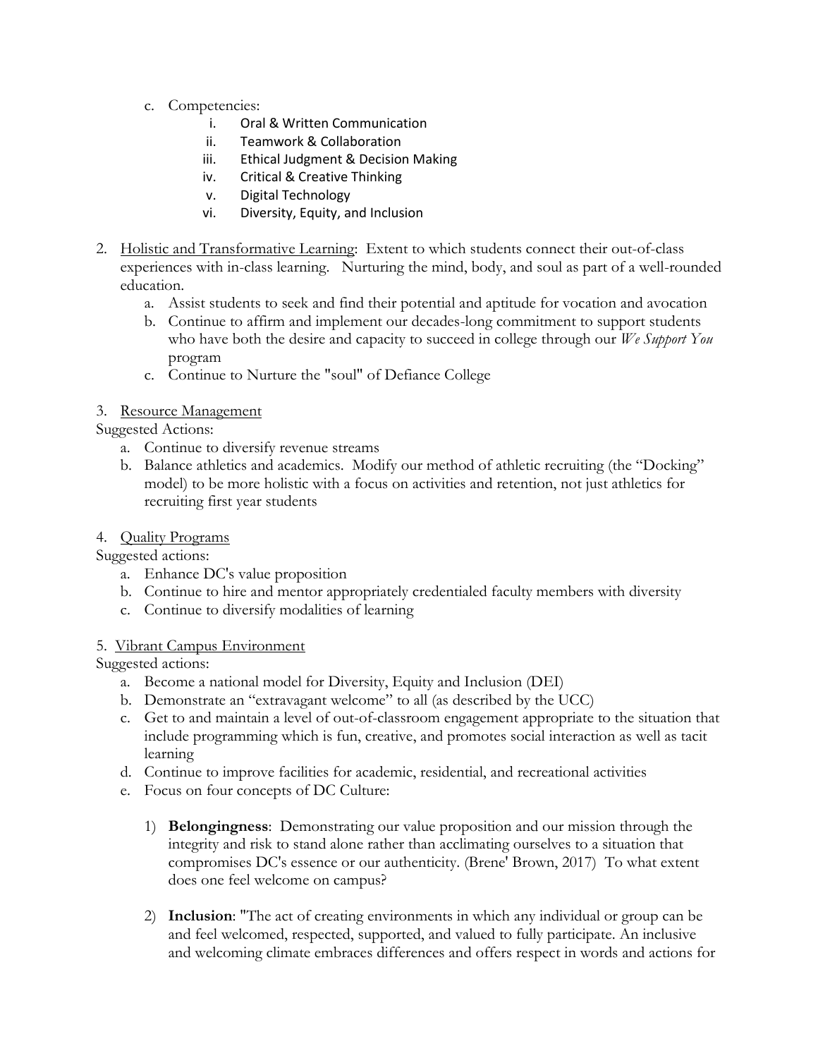c. Competencies:
    i. Oral & Written Communication
    ii. Teamwork & Collaboration
    iii. Ethical Judgment & Decision Making
    iv. Critical & Creative Thinking
    v. Digital Technology
    vi. Diversity, Equity, and Inclusion

2. <u>Holistic and Transformative Learning</u>: Extent to which students connect their out-of-class experiences with in-class learning. Nurturing the mind, body, and soul as part of a well-rounded education.
    a. Assist students to seek and find their potential and aptitude for vocation and avocation
    b. Continue to affirm and implement our decades-long commitment to support students who have both the desire and capacity to succeed in college through our *We Support You* program
    c. Continue to Nurture the "soul" of Defiance College

3. <u>Resource Management</u>

Suggested Actions:

a. Continue to diversify revenue streams
b. Balance athletics and academics. Modify our method of athletic recruiting (the "Docking" model) to be more holistic with a focus on activities and retention, not just athletics for recruiting first year students

4. <u>Quality Programs</u>

Suggested actions:

a. Enhance DC's value proposition
b. Continue to hire and mentor appropriately credentialed faculty members with diversity
c. Continue to diversify modalities of learning

5. <u>Vibrant Campus Environment</u>

Suggested actions:

a. Become a national model for Diversity, Equity and Inclusion (DEI)
b. Demonstrate an "extravagant welcome" to all (as described by the UCC)
c. Get to and maintain a level of out-of-classroom engagement appropriate to the situation that include programming which is fun, creative, and promotes social interaction as well as tacit learning
d. Continue to improve facilities for academic, residential, and recreational activities
e. Focus on four concepts of DC Culture:

    1) **Belongingness**: Demonstrating our value proposition and our mission through the integrity and risk to stand alone rather than acclimating ourselves to a situation that compromises DC's essence or our authenticity. (Brene' Brown, 2017) To what extent does one feel welcome on campus?

    2) **Inclusion**: "The act of creating environments in which any individual or group can be and feel welcomed, respected, supported, and valued to fully participate. An inclusive and welcoming climate embraces differences and offers respect in words and actions for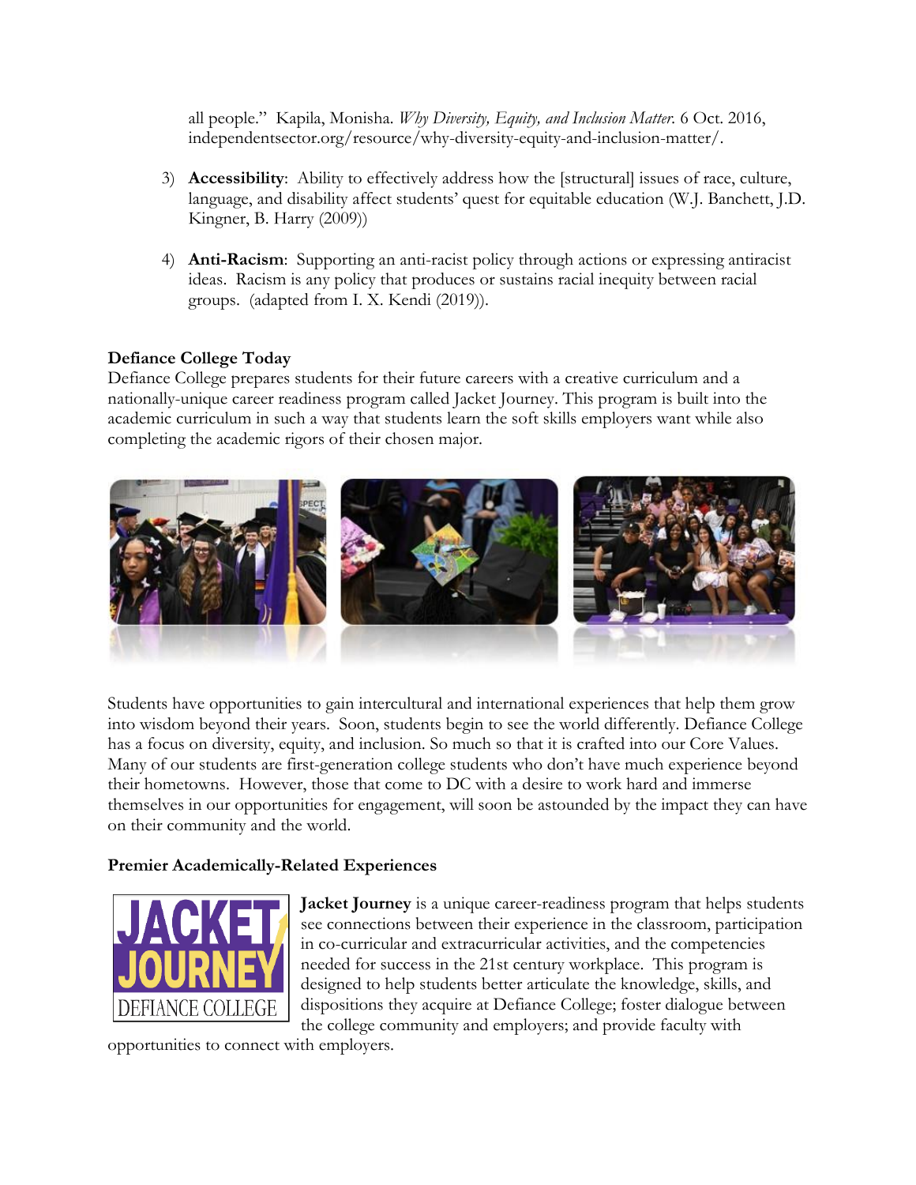all people." Kapila, Monisha. *Why Diversity, Equity, and Inclusion Matter.* 6 Oct. 2016, independentsector.org/resource/why-diversity-equity-and-inclusion-matter/.

3) **Accessibility**: Ability to effectively address how the [structural] issues of race, culture, language, and disability affect students' quest for equitable education (W.J. Banchett, J.D. Kingner, B. Harry (2009))

4) **Anti-Racism**: Supporting an anti-racist policy through actions or expressing antiracist ideas. Racism is any policy that produces or sustains racial inequity between racial groups. (adapted from I. X. Kendi (2019)).

**Defiance College Today**

Defiance College prepares students for their future careers with a creative curriculum and a nationally-unique career readiness program called Jacket Journey. This program is built into the academic curriculum in such a way that students learn the soft skills employers want while also completing the academic rigors of their chosen major.

Students have opportunities to gain intercultural and international experiences that help them grow into wisdom beyond their years. Soon, students begin to see the world differently. Defiance College has a focus on diversity, equity, and inclusion. So much so that it is crafted into our Core Values. Many of our students are first-generation college students who don't have much experience beyond their hometowns. However, those that come to DC with a desire to work hard and immerse themselves in our opportunities for engagement, will soon be astounded by the impact they can have on their community and the world.

**Premier Academically-Related Experiences**

**Jacket Journey** is a unique career-readiness program that helps students see connections between their experience in the classroom, participation in co-curricular and extracurricular activities, and the competencies needed for success in the 21st century workplace. This program is designed to help students better articulate the knowledge, skills, and dispositions they acquire at Defiance College; foster dialogue between the college community and employers; and provide faculty with opportunities to connect with employers.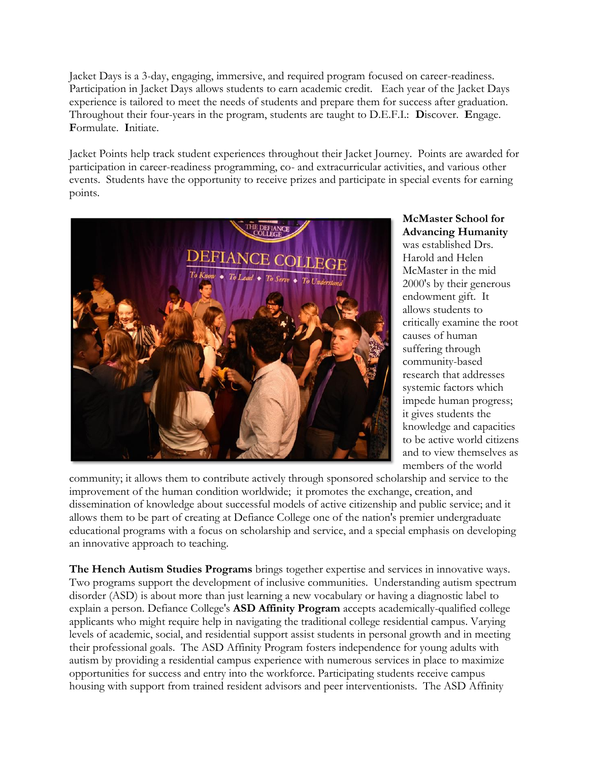Jacket Days is a 3-day, engaging, immersive, and required program focused on career-readiness. Participation in Jacket Days allows students to earn academic credit. Each year of the Jacket Days experience is tailored to meet the needs of students and prepare them for success after graduation. Throughout their four-years in the program, students are taught to D.E.F.I.: **D**iscover. **E**ngage. **F**ormulate. **I**nitiate.

Jacket Points help track student experiences throughout their Jacket Journey. Points are awarded for participation in career-readiness programming, co- and extracurricular activities, and various other events. Students have the opportunity to receive prizes and participate in special events for earning points.

**McMaster School for Advancing Humanity** was established Drs. Harold and Helen McMaster in the mid 2000's by their generous endowment gift. It allows students to critically examine the root causes of human suffering through community-based research that addresses systemic factors which impede human progress; it gives students the knowledge and capacities to be active world citizens and to view themselves as members of the world community; it allows them to contribute actively through sponsored scholarship and service to the improvement of the human condition worldwide; it promotes the exchange, creation, and dissemination of knowledge about successful models of active citizenship and public service; and it allows them to be part of creating at Defiance College one of the nation's premier undergraduate educational programs with a focus on scholarship and service, and a special emphasis on developing an innovative approach to teaching.

**The Hench Autism Studies Programs** brings together expertise and services in innovative ways. Two programs support the development of inclusive communities. Understanding autism spectrum disorder (ASD) is about more than just learning a new vocabulary or having a diagnostic label to explain a person. Defiance College's **ASD Affinity Program** accepts academically-qualified college applicants who might require help in navigating the traditional college residential campus. Varying levels of academic, social, and residential support assist students in personal growth and in meeting their professional goals. The ASD Affinity Program fosters independence for young adults with autism by providing a residential campus experience with numerous services in place to maximize opportunities for success and entry into the workforce. Participating students receive campus housing with support from trained resident advisors and peer interventionists. The ASD Affinity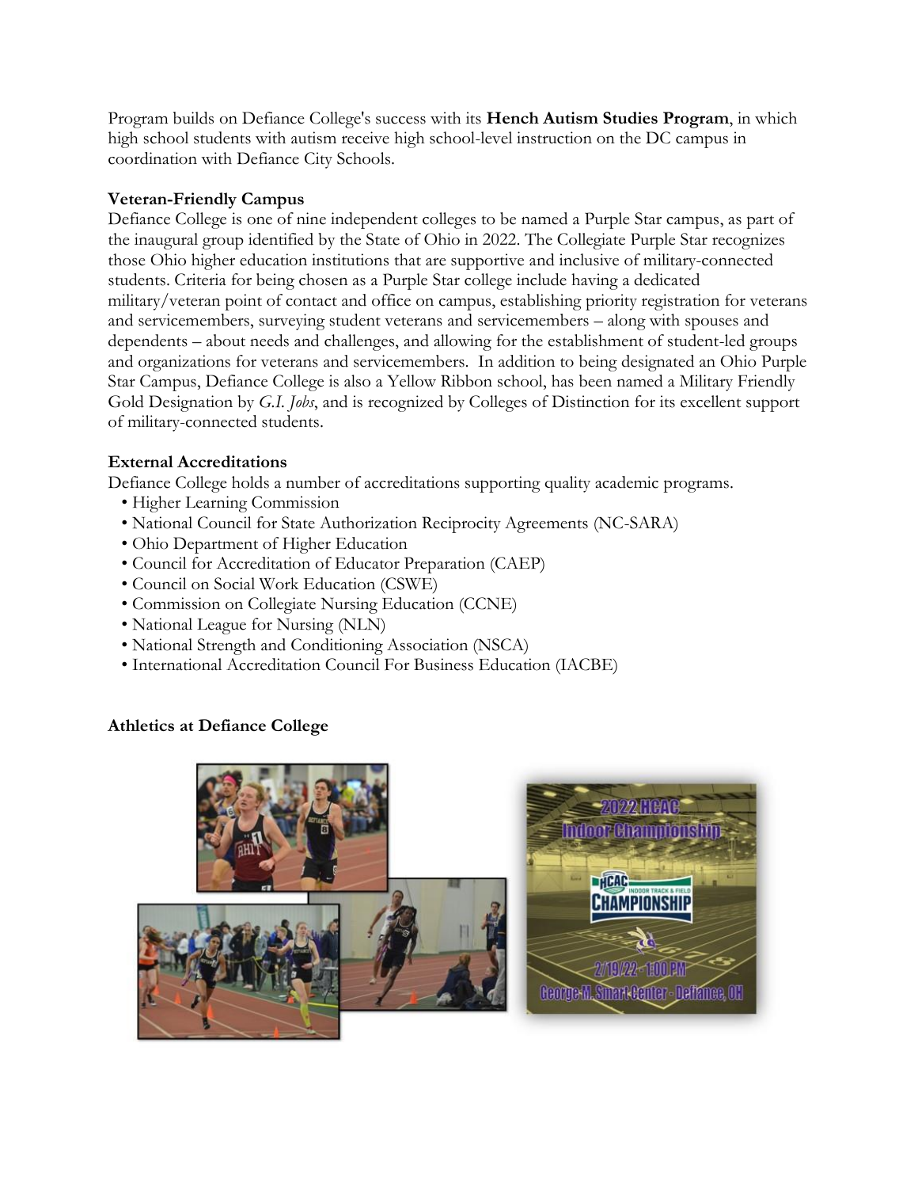Program builds on Defiance College's success with its **Hench Autism Studies Program**, in which high school students with autism receive high school-level instruction on the DC campus in coordination with Defiance City Schools.

**Veteran-Friendly Campus**

Defiance College is one of nine independent colleges to be named a Purple Star campus, as part of the inaugural group identified by the State of Ohio in 2022. The Collegiate Purple Star recognizes those Ohio higher education institutions that are supportive and inclusive of military-connected students. Criteria for being chosen as a Purple Star college include having a dedicated military/veteran point of contact and office on campus, establishing priority registration for veterans and servicemembers, surveying student veterans and servicemembers – along with spouses and dependents – about needs and challenges, and allowing for the establishment of student-led groups and organizations for veterans and servicemembers. In addition to being designated an Ohio Purple Star Campus, Defiance College is also a Yellow Ribbon school, has been named a Military Friendly Gold Designation by *G.I. Jobs*, and is recognized by Colleges of Distinction for its excellent support of military-connected students.

**External Accreditations**

Defiance College holds a number of accreditations supporting quality academic programs.

- Higher Learning Commission
- National Council for State Authorization Reciprocity Agreements (NC-SARA)
- Ohio Department of Higher Education
- Council for Accreditation of Educator Preparation (CAEP)
- Council on Social Work Education (CSWE)
- Commission on Collegiate Nursing Education (CCNE)
- National League for Nursing (NLN)
- National Strength and Conditioning Association (NSCA)
- International Accreditation Council For Business Education (IACBE)

**Athletics at Defiance College**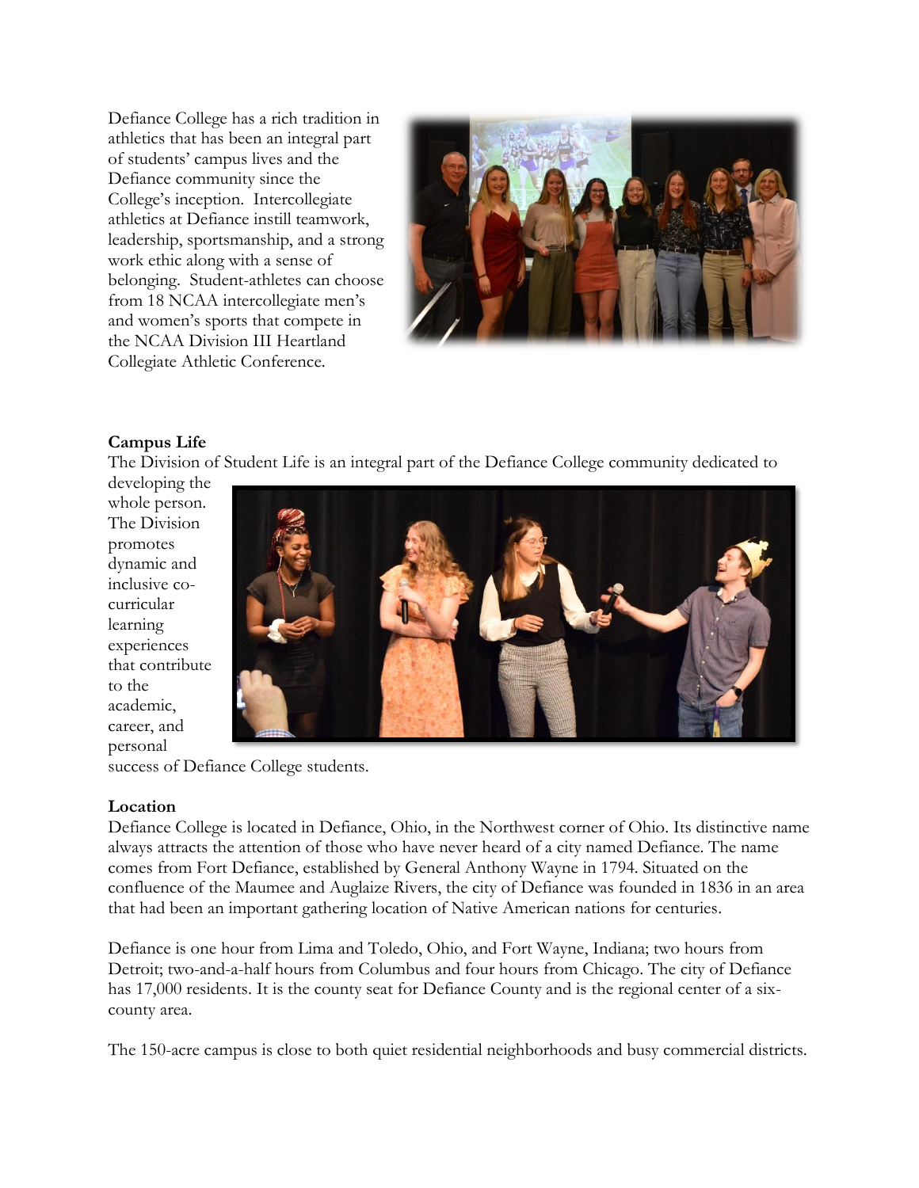Defiance College has a rich tradition in athletics that has been an integral part of students' campus lives and the Defiance community since the College's inception. Intercollegiate athletics at Defiance instill teamwork, leadership, sportsmanship, and a strong work ethic along with a sense of belonging. Student-athletes can choose from 18 NCAA intercollegiate men's and women's sports that compete in the NCAA Division III Heartland Collegiate Athletic Conference.

**Campus Life**

The Division of Student Life is an integral part of the Defiance College community dedicated to developing the whole person. The Division promotes dynamic and inclusive co-curricular learning experiences that contribute to the academic, career, and personal success of Defiance College students.

**Location**

Defiance College is located in Defiance, Ohio, in the Northwest corner of Ohio. Its distinctive name always attracts the attention of those who have never heard of a city named Defiance. The name comes from Fort Defiance, established by General Anthony Wayne in 1794. Situated on the confluence of the Maumee and Auglaize Rivers, the city of Defiance was founded in 1836 in an area that had been an important gathering location of Native American nations for centuries.

Defiance is one hour from Lima and Toledo, Ohio, and Fort Wayne, Indiana; two hours from Detroit; two-and-a-half hours from Columbus and four hours from Chicago. The city of Defiance has 17,000 residents. It is the county seat for Defiance County and is the regional center of a six-county area.

The 150-acre campus is close to both quiet residential neighborhoods and busy commercial districts.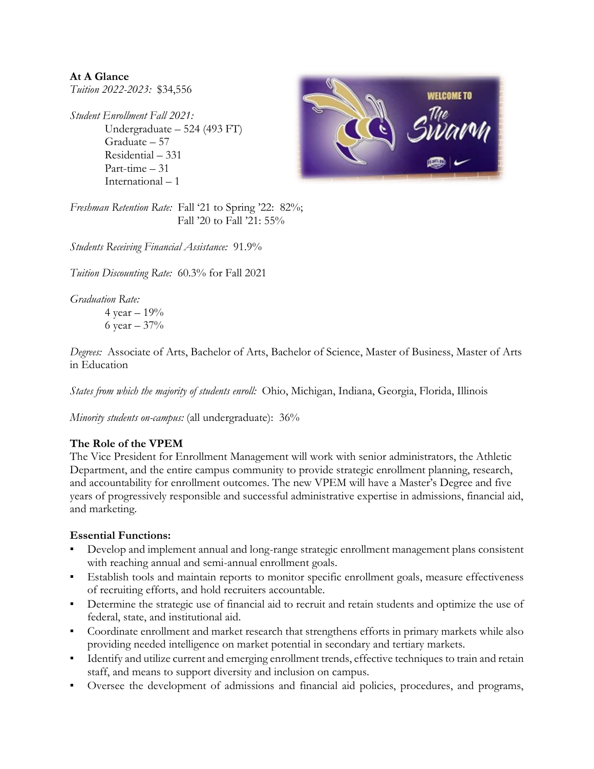**At A Glance**

*Tuition 2022-2023:* $34,556

*Student Enrollment Fall 2021:*

Undergraduate – 524 (493 FT)
Graduate – 57
Residential – 331
Part-time – 31
International – 1

*Freshman Retention Rate:* Fall '21 to Spring '22: 82%;
Fall '20 to Fall '21: 55%

*Students Receiving Financial Assistance:* 91.9%

*Tuition Discounting Rate:* 60.3% for Fall 2021

*Graduation Rate:*

4 year – 19%
6 year – 37%

*Degrees:* Associate of Arts, Bachelor of Arts, Bachelor of Science, Master of Business, Master of Arts in Education

*States from which the majority of students enroll:* Ohio, Michigan, Indiana, Georgia, Florida, Illinois

*Minority students on-campus:* (all undergraduate): 36%

**The Role of the VPEM**

The Vice President for Enrollment Management will work with senior administrators, the Athletic Department, and the entire campus community to provide strategic enrollment planning, research, and accountability for enrollment outcomes. The new VPEM will have a Master's Degree and five years of progressively responsible and successful administrative expertise in admissions, financial aid, and marketing.

**Essential Functions:**

- Develop and implement annual and long-range strategic enrollment management plans consistent with reaching annual and semi-annual enrollment goals.
- Establish tools and maintain reports to monitor specific enrollment goals, measure effectiveness of recruiting efforts, and hold recruiters accountable.
- Determine the strategic use of financial aid to recruit and retain students and optimize the use of federal, state, and institutional aid.
- Coordinate enrollment and market research that strengthens efforts in primary markets while also providing needed intelligence on market potential in secondary and tertiary markets.
- Identify and utilize current and emerging enrollment trends, effective techniques to train and retain staff, and means to support diversity and inclusion on campus.
- Oversee the development of admissions and financial aid policies, procedures, and programs,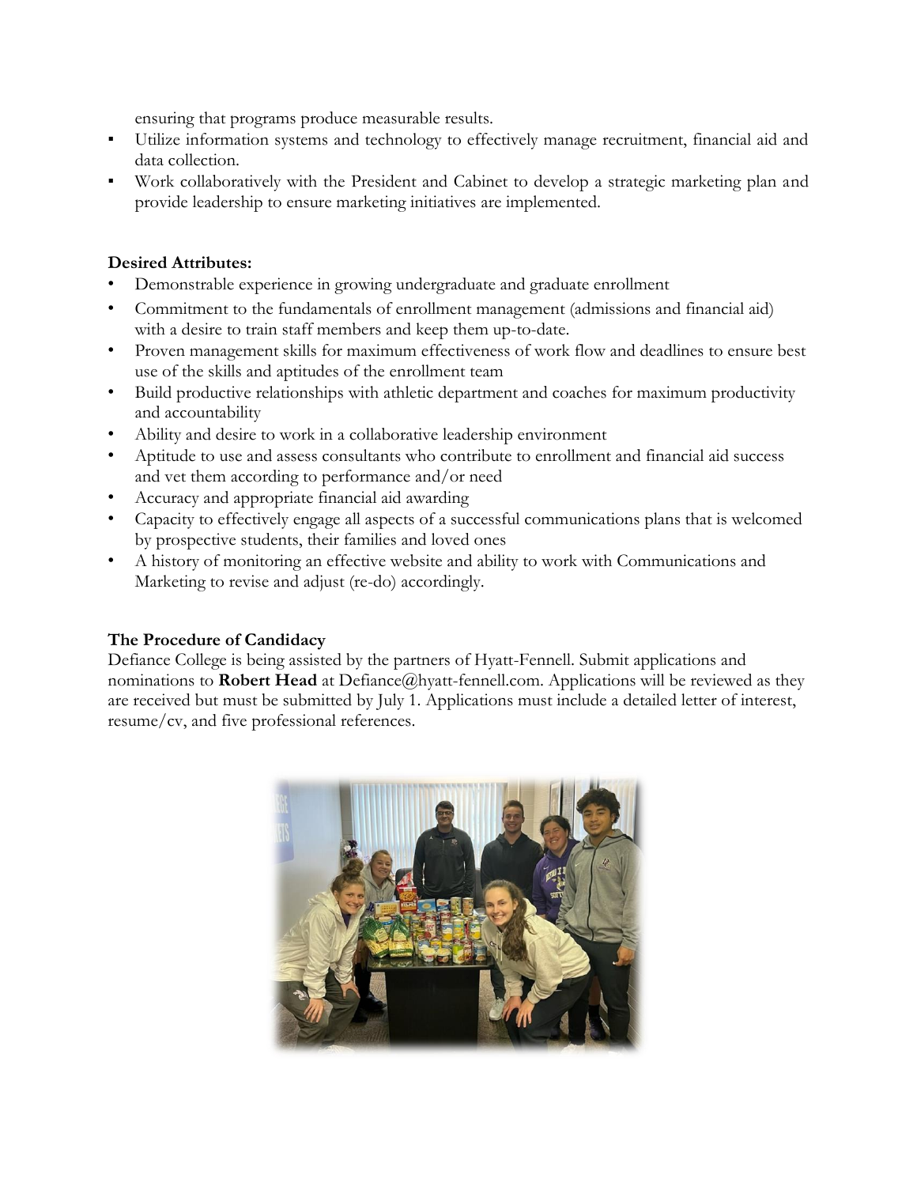ensuring that programs produce measurable results.

- Utilize information systems and technology to effectively manage recruitment, financial aid and data collection.
- Work collaboratively with the President and Cabinet to develop a strategic marketing plan and provide leadership to ensure marketing initiatives are implemented.

**Desired Attributes:**

- Demonstrable experience in growing undergraduate and graduate enrollment
- Commitment to the fundamentals of enrollment management (admissions and financial aid) with a desire to train staff members and keep them up-to-date.
- Proven management skills for maximum effectiveness of work flow and deadlines to ensure best use of the skills and aptitudes of the enrollment team
- Build productive relationships with athletic department and coaches for maximum productivity and accountability
- Ability and desire to work in a collaborative leadership environment
- Aptitude to use and assess consultants who contribute to enrollment and financial aid success and vet them according to performance and/or need
- Accuracy and appropriate financial aid awarding
- Capacity to effectively engage all aspects of a successful communications plans that is welcomed by prospective students, their families and loved ones
- A history of monitoring an effective website and ability to work with Communications and Marketing to revise and adjust (re-do) accordingly.

**The Procedure of Candidacy**

Defiance College is being assisted by the partners of Hyatt-Fennell. Submit applications and nominations to **Robert Head** at Defiance@hyatt-fennell.com. Applications will be reviewed as they are received but must be submitted by July 1. Applications must include a detailed letter of interest, resume/cv, and five professional references.